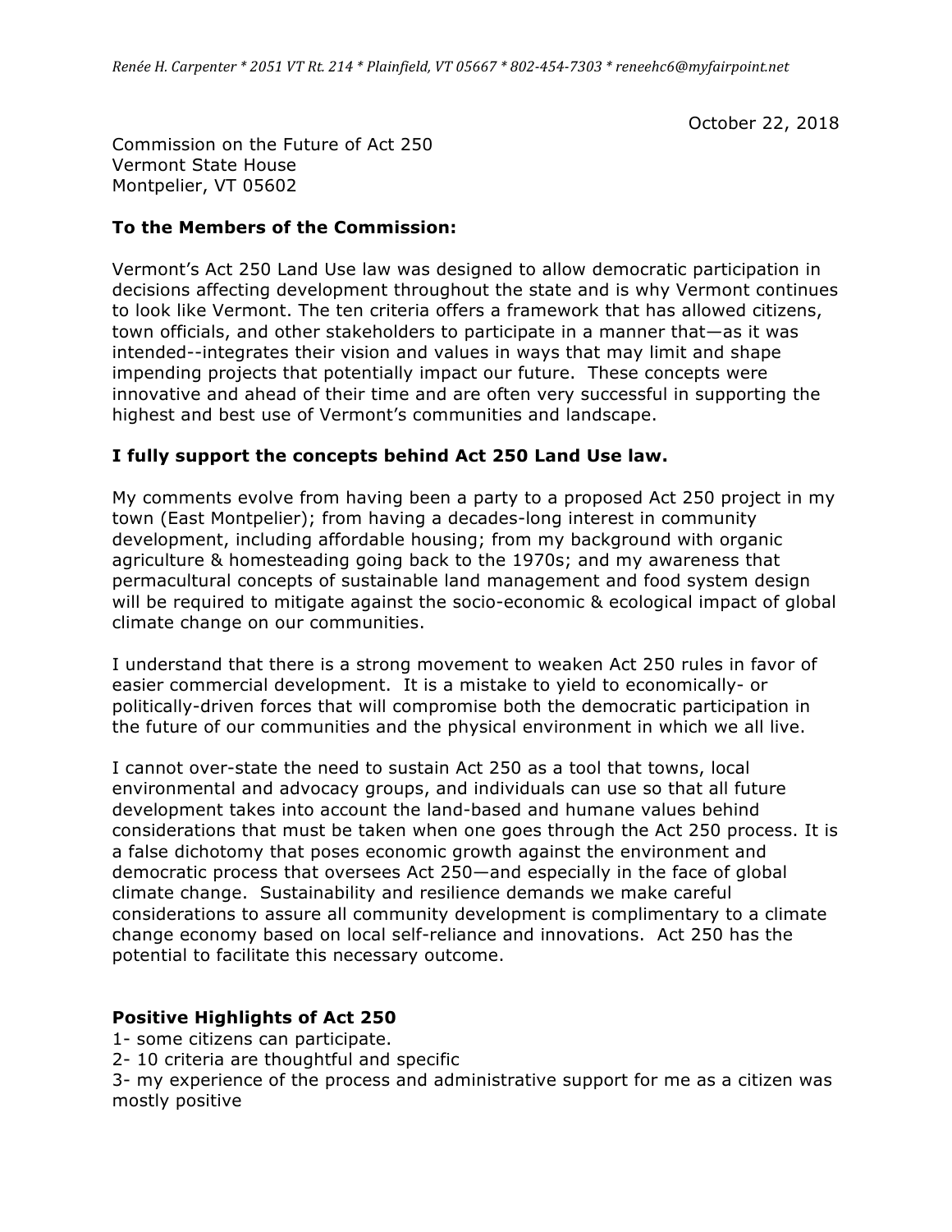*Renée H. Carpenter * 2051 VT Rt. 214 * Plainfield, VT 05667 * 802-454-7303 * reneehc6@myfairpoint.net*

October 22, 2018

Commission on the Future of Act 250
Vermont State House
Montpelier, VT 05602

**To the Members of the Commission:**

Vermont's Act 250 Land Use law was designed to allow democratic participation in decisions affecting development throughout the state and is why Vermont continues to look like Vermont. The ten criteria offers a framework that has allowed citizens, town officials, and other stakeholders to participate in a manner that—as it was intended--integrates their vision and values in ways that may limit and shape impending projects that potentially impact our future. These concepts were innovative and ahead of their time and are often very successful in supporting the highest and best use of Vermont's communities and landscape.

**I fully support the concepts behind Act 250 Land Use law.**

My comments evolve from having been a party to a proposed Act 250 project in my town (East Montpelier); from having a decades-long interest in community development, including affordable housing; from my background with organic agriculture & homesteading going back to the 1970s; and my awareness that permacultural concepts of sustainable land management and food system design will be required to mitigate against the socio-economic & ecological impact of global climate change on our communities.

I understand that there is a strong movement to weaken Act 250 rules in favor of easier commercial development. It is a mistake to yield to economically- or politically-driven forces that will compromise both the democratic participation in the future of our communities and the physical environment in which we all live.

I cannot over-state the need to sustain Act 250 as a tool that towns, local environmental and advocacy groups, and individuals can use so that all future development takes into account the land-based and humane values behind considerations that must be taken when one goes through the Act 250 process. It is a false dichotomy that poses economic growth against the environment and democratic process that oversees Act 250—and especially in the face of global climate change. Sustainability and resilience demands we make careful considerations to assure all community development is complimentary to a climate change economy based on local self-reliance and innovations. Act 250 has the potential to facilitate this necessary outcome.

**Positive Highlights of Act 250**

1- some citizens can participate.
2- 10 criteria are thoughtful and specific
3- my experience of the process and administrative support for me as a citizen was mostly positive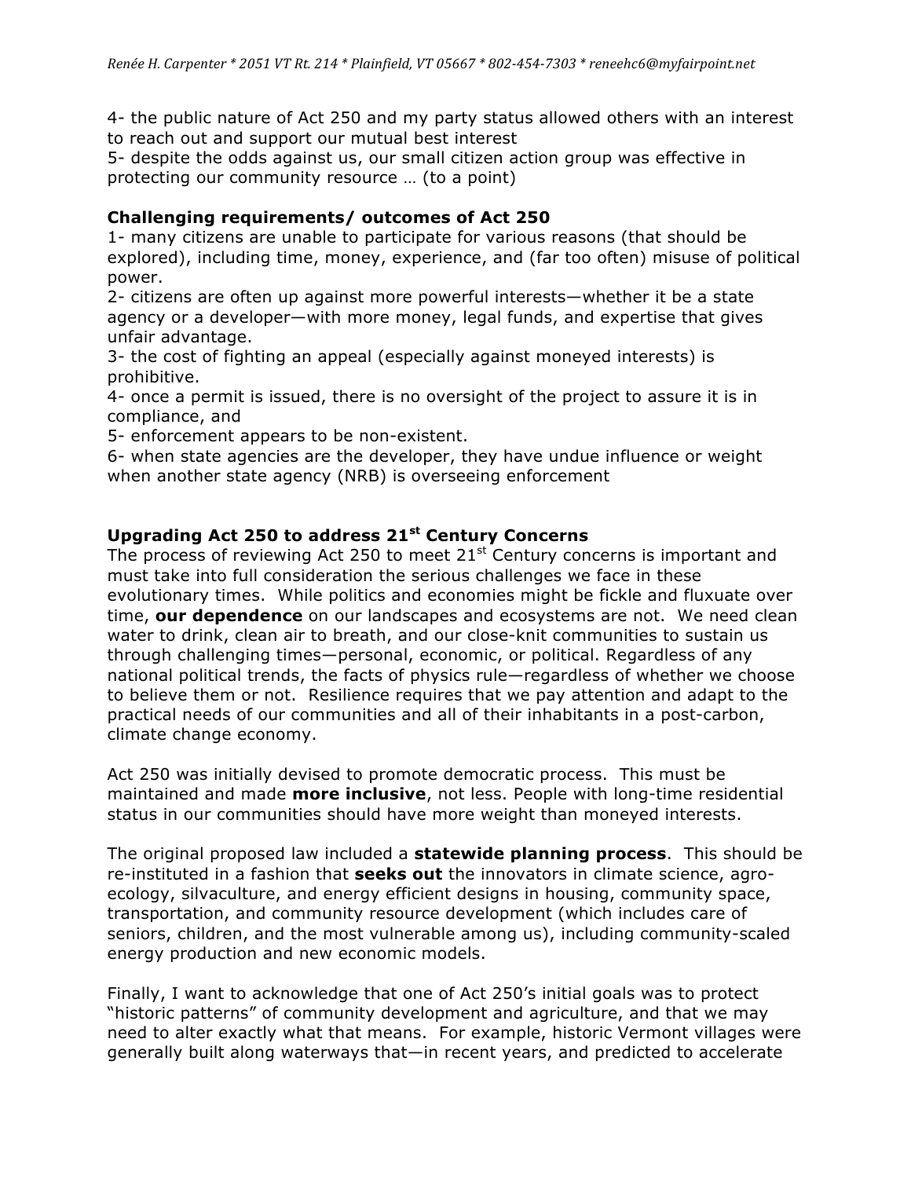4- the public nature of Act 250 and my party status allowed others with an interest to reach out and support our mutual best interest
5- despite the odds against us, our small citizen action group was effective in protecting our community resource … (to a point)

### Challenging requirements/ outcomes of Act 250

1- many citizens are unable to participate for various reasons (that should be explored), including time, money, experience, and (far too often) misuse of political power.
2- citizens are often up against more powerful interests—whether it be a state agency or a developer—with more money, legal funds, and expertise that gives unfair advantage.
3- the cost of fighting an appeal (especially against moneyed interests) is prohibitive.
4- once a permit is issued, there is no oversight of the project to assure it is in compliance, and
5- enforcement appears to be non-existent.
6- when state agencies are the developer, they have undue influence or weight when another state agency (NRB) is overseeing enforcement

### Upgrading Act 250 to address 21st Century Concerns

The process of reviewing Act 250 to meet 21st Century concerns is important and must take into full consideration the serious challenges we face in these evolutionary times. While politics and economies might be fickle and fluxuate over time, **our dependence** on our landscapes and ecosystems are not. We need clean water to drink, clean air to breath, and our close-knit communities to sustain us through challenging times—personal, economic, or political. Regardless of any national political trends, the facts of physics rule—regardless of whether we choose to believe them or not. Resilience requires that we pay attention and adapt to the practical needs of our communities and all of their inhabitants in a post-carbon, climate change economy.

Act 250 was initially devised to promote democratic process. This must be maintained and made **more inclusive**, not less. People with long-time residential status in our communities should have more weight than moneyed interests.

The original proposed law included a **statewide planning process**. This should be re-instituted in a fashion that **seeks out** the innovators in climate science, agro-ecology, silvaculture, and energy efficient designs in housing, community space, transportation, and community resource development (which includes care of seniors, children, and the most vulnerable among us), including community-scaled energy production and new economic models.

Finally, I want to acknowledge that one of Act 250's initial goals was to protect "historic patterns" of community development and agriculture, and that we may need to alter exactly what that means. For example, historic Vermont villages were generally built along waterways that—in recent years, and predicted to accelerate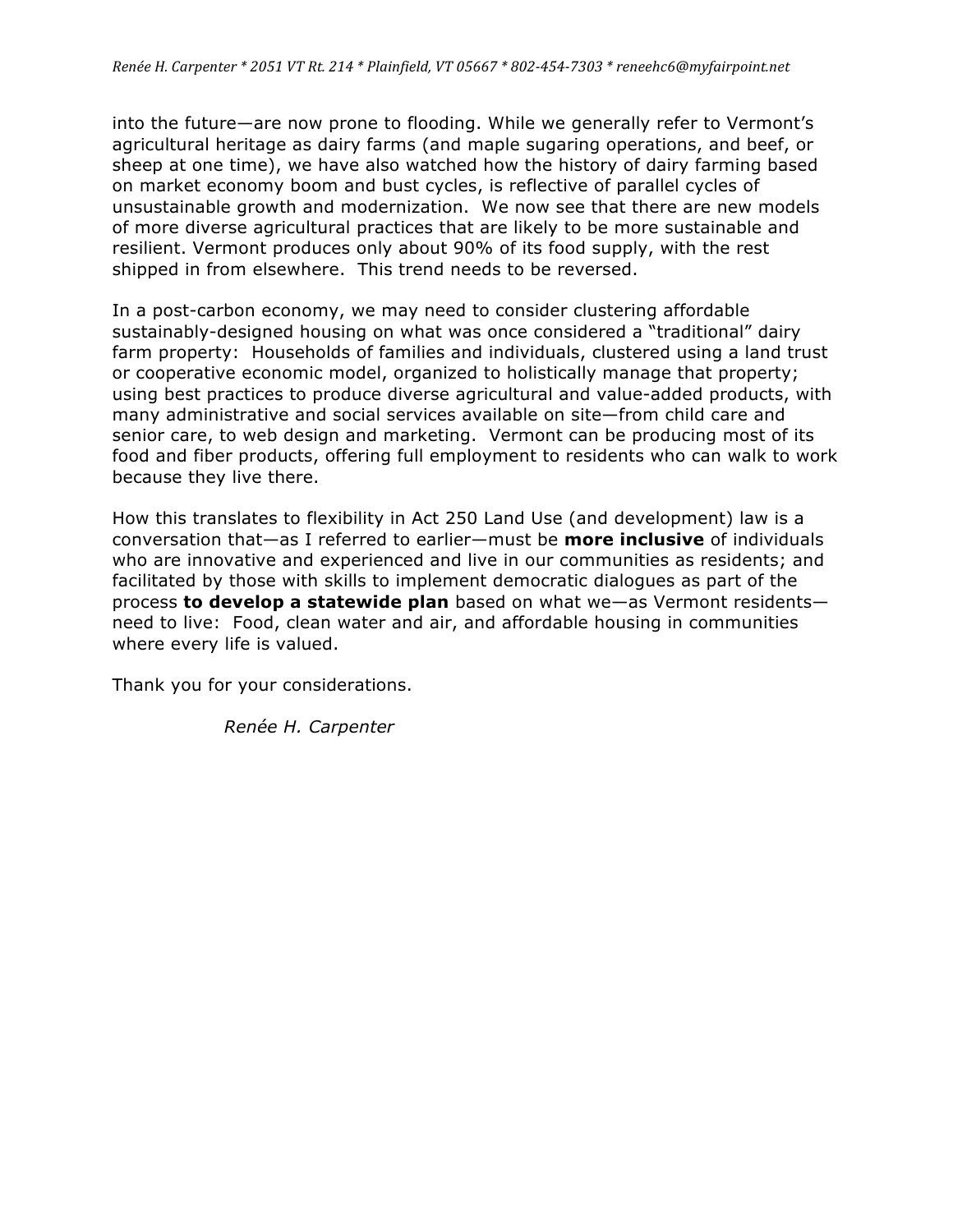into the future—are now prone to flooding. While we generally refer to Vermont's agricultural heritage as dairy farms (and maple sugaring operations, and beef, or sheep at one time), we have also watched how the history of dairy farming based on market economy boom and bust cycles, is reflective of parallel cycles of unsustainable growth and modernization. We now see that there are new models of more diverse agricultural practices that are likely to be more sustainable and resilient. Vermont produces only about 90% of its food supply, with the rest shipped in from elsewhere. This trend needs to be reversed.

In a post-carbon economy, we may need to consider clustering affordable sustainably-designed housing on what was once considered a "traditional" dairy farm property: Households of families and individuals, clustered using a land trust or cooperative economic model, organized to holistically manage that property; using best practices to produce diverse agricultural and value-added products, with many administrative and social services available on site—from child care and senior care, to web design and marketing. Vermont can be producing most of its food and fiber products, offering full employment to residents who can walk to work because they live there.

How this translates to flexibility in Act 250 Land Use (and development) law is a conversation that—as I referred to earlier—must be **more inclusive** of individuals who are innovative and experienced and live in our communities as residents; and facilitated by those with skills to implement democratic dialogues as part of the process **to develop a statewide plan** based on what we—as Vermont residents—need to live: Food, clean water and air, and affordable housing in communities where every life is valued.

Thank you for your considerations.

*Renée H. Carpenter*